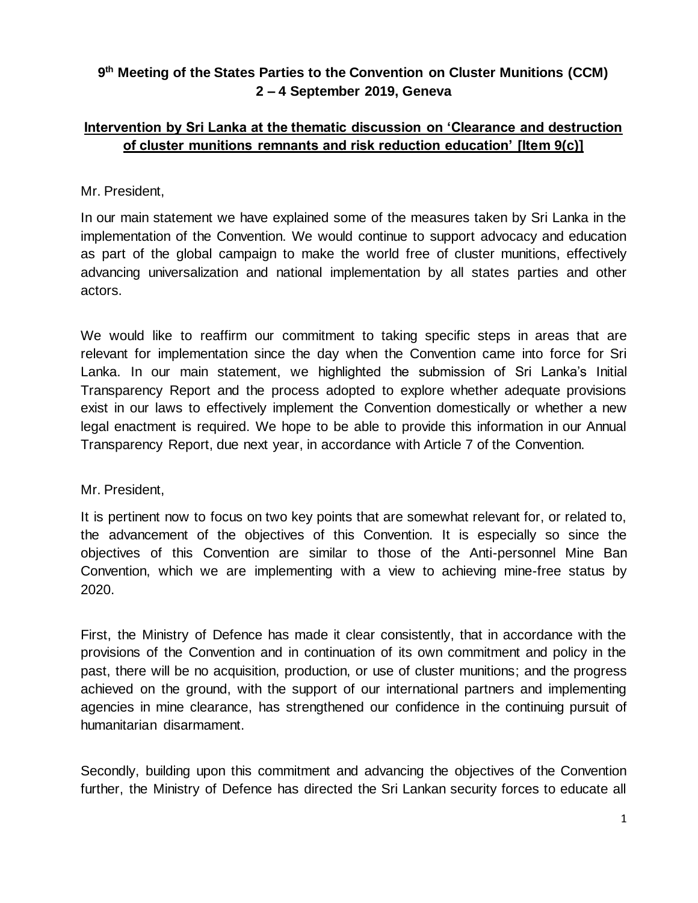**9th Meeting of the States Parties to the Convention on Cluster Munitions (CCM)**
**2 – 4 September 2019, Geneva**

**Intervention by Sri Lanka at the thematic discussion on 'Clearance and destruction of cluster munitions remnants and risk reduction education' [Item 9(c)]**

Mr. President,

In our main statement we have explained some of the measures taken by Sri Lanka in the implementation of the Convention. We would continue to support advocacy and education as part of the global campaign to make the world free of cluster munitions, effectively advancing universalization and national implementation by all states parties and other actors.

We would like to reaffirm our commitment to taking specific steps in areas that are relevant for implementation since the day when the Convention came into force for Sri Lanka. In our main statement, we highlighted the submission of Sri Lanka's Initial Transparency Report and the process adopted to explore whether adequate provisions exist in our laws to effectively implement the Convention domestically or whether a new legal enactment is required. We hope to be able to provide this information in our Annual Transparency Report, due next year, in accordance with Article 7 of the Convention.

Mr. President,

It is pertinent now to focus on two key points that are somewhat relevant for, or related to, the advancement of the objectives of this Convention. It is especially so since the objectives of this Convention are similar to those of the Anti-personnel Mine Ban Convention, which we are implementing with a view to achieving mine-free status by 2020.

First, the Ministry of Defence has made it clear consistently, that in accordance with the provisions of the Convention and in continuation of its own commitment and policy in the past, there will be no acquisition, production, or use of cluster munitions; and the progress achieved on the ground, with the support of our international partners and implementing agencies in mine clearance, has strengthened our confidence in the continuing pursuit of humanitarian disarmament.

Secondly, building upon this commitment and advancing the objectives of the Convention further, the Ministry of Defence has directed the Sri Lankan security forces to educate all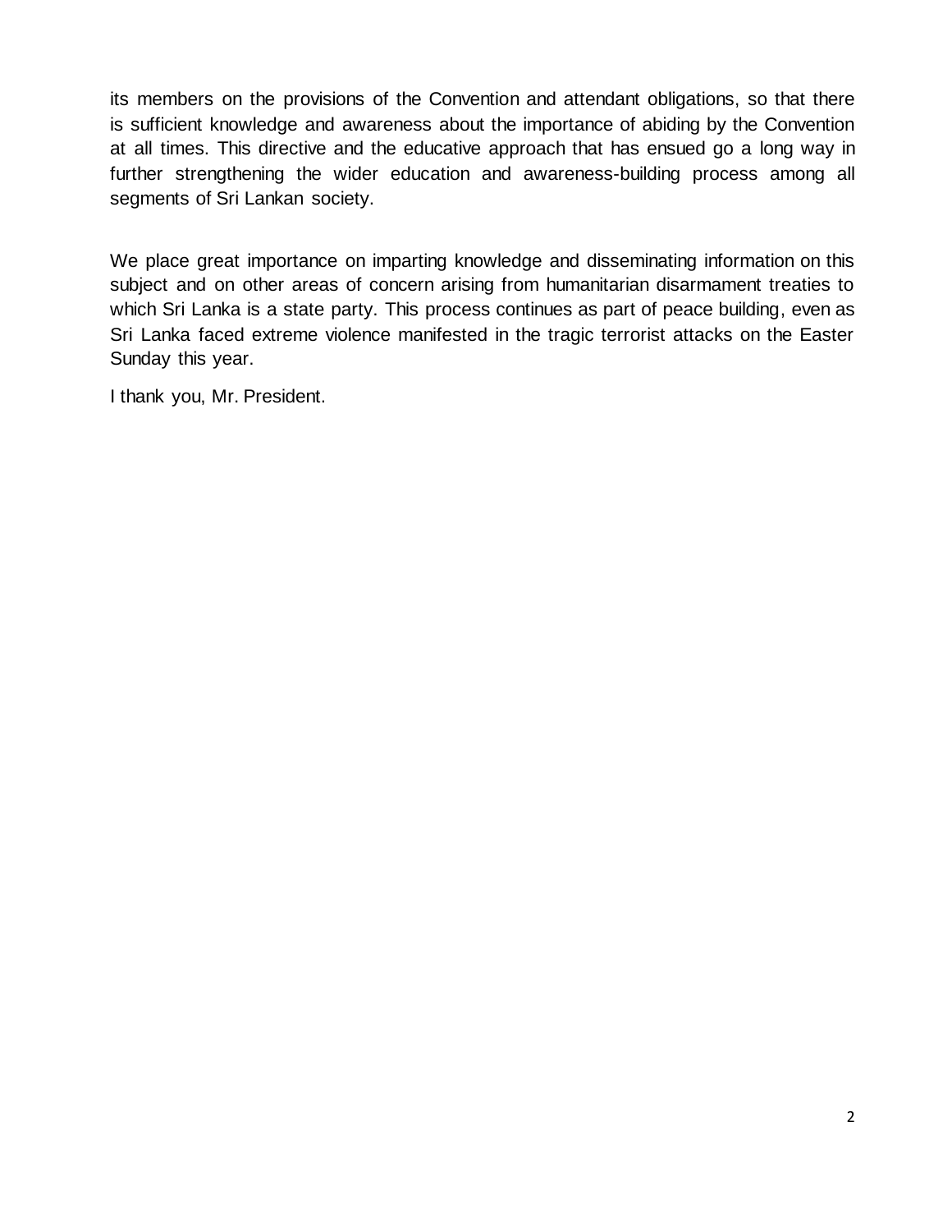its members on the provisions of the Convention and attendant obligations, so that there is sufficient knowledge and awareness about the importance of abiding by the Convention at all times. This directive and the educative approach that has ensued go a long way in further strengthening the wider education and awareness-building process among all segments of Sri Lankan society.

We place great importance on imparting knowledge and disseminating information on this subject and on other areas of concern arising from humanitarian disarmament treaties to which Sri Lanka is a state party. This process continues as part of peace building, even as Sri Lanka faced extreme violence manifested in the tragic terrorist attacks on the Easter Sunday this year.

I thank you, Mr. President.